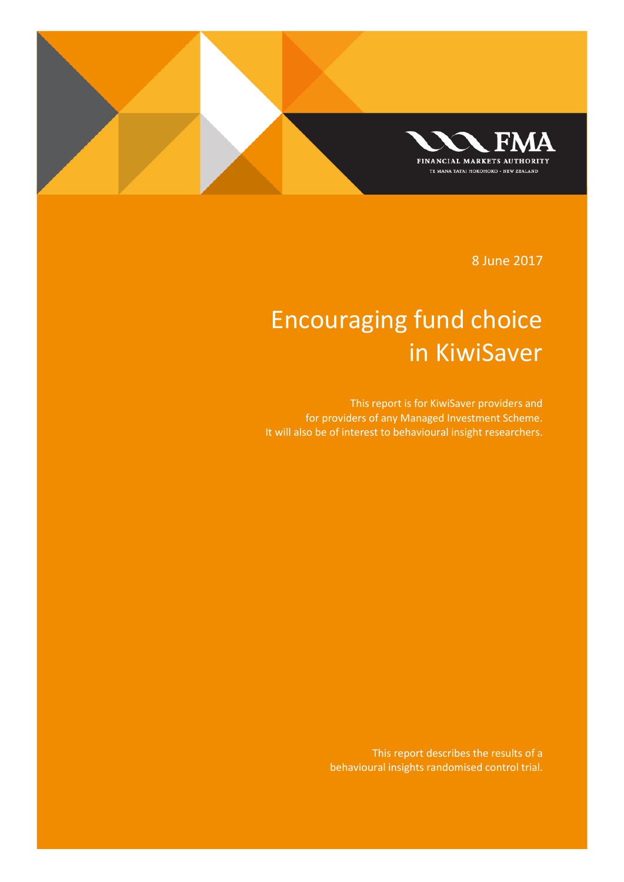FINANCIAL MARKETS AUTHORITY

TE MANA TATAI HOKOHOKO - NEW ZEALAND

8 June 2017

# Encouraging fund choice in KiwiSaver

This report is for KiwiSaver providers and for providers of any Managed Investment Scheme. It will also be of interest to behavioural insight researchers.

This report describes the results of a behavioural insights randomised control trial.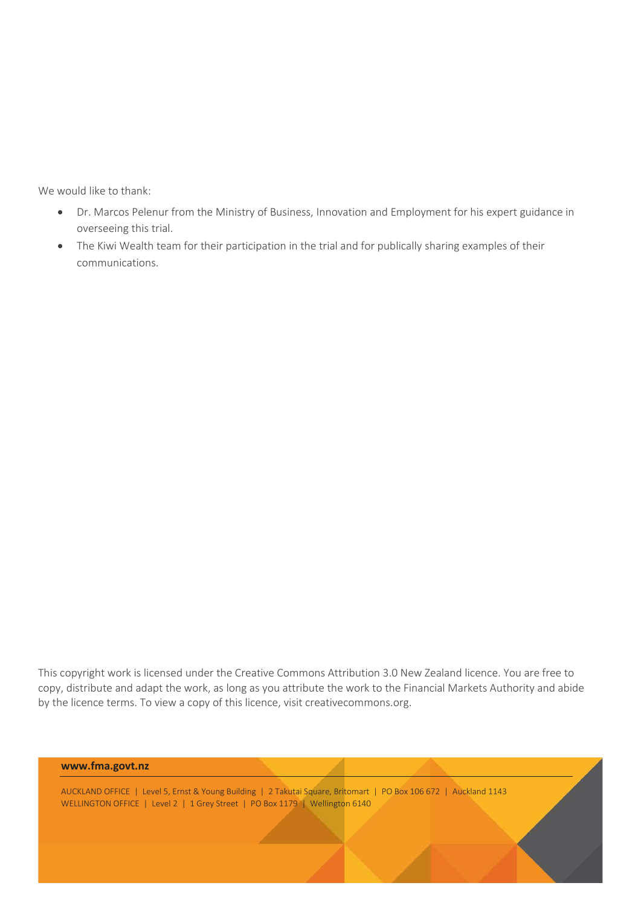We would like to thank:

- Dr. Marcos Pelenur from the Ministry of Business, Innovation and Employment for his expert guidance in overseeing this trial.
- The Kiwi Wealth team for their participation in the trial and for publically sharing examples of their communications.

This copyright work is licensed under the Creative Commons Attribution 3.0 New Zealand licence. You are free to copy, distribute and adapt the work, as long as you attribute the work to the Financial Markets Authority and abide by the licence terms. To view a copy of this licence, visit creativecommons.org.

**www.fma.govt.nz**

AUCKLAND OFFICE | Level 5, Ernst & Young Building | 2 Takutai Square, Britomart | PO Box 106 672 | Auckland 1143
WELLINGTON OFFICE | Level 2 | 1 Grey Street | PO Box 1179 | Wellington 6140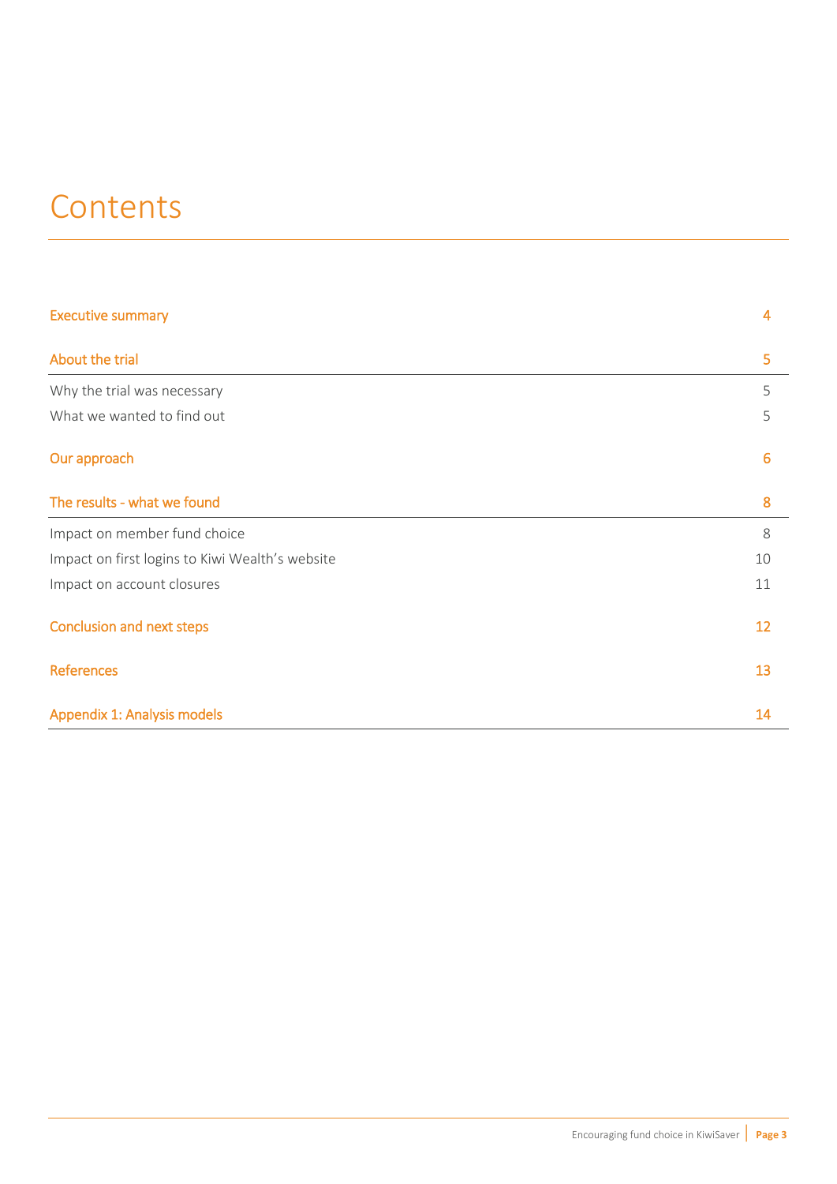# Contents

| | |
|---|---|
| Executive summary | 4 |
| About the trial | 5 |
| Why the trial was necessary | 5 |
| What we wanted to find out | 5 |
| Our approach | 6 |
| The results - what we found | 8 |
| Impact on member fund choice | 8 |
| Impact on first logins to Kiwi Wealth's website | 10 |
| Impact on account closures | 11 |
| Conclusion and next steps | 12 |
| References | 13 |
| Appendix 1: Analysis models | 14 |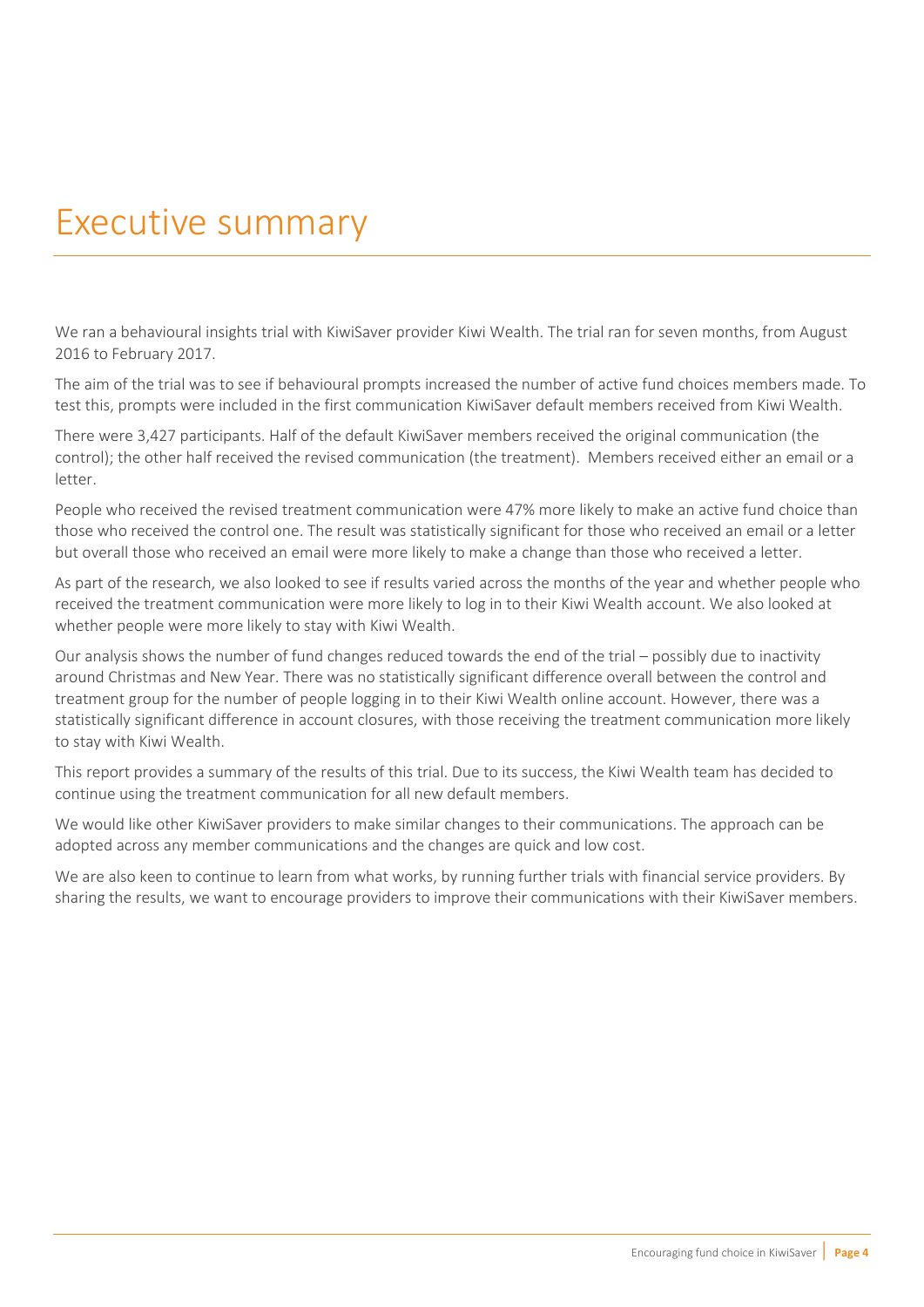# Executive summary

We ran a behavioural insights trial with KiwiSaver provider Kiwi Wealth. The trial ran for seven months, from August 2016 to February 2017.

The aim of the trial was to see if behavioural prompts increased the number of active fund choices members made. To test this, prompts were included in the first communication KiwiSaver default members received from Kiwi Wealth.

There were 3,427 participants. Half of the default KiwiSaver members received the original communication (the control); the other half received the revised communication (the treatment). Members received either an email or a letter.

People who received the revised treatment communication were 47% more likely to make an active fund choice than those who received the control one. The result was statistically significant for those who received an email or a letter but overall those who received an email were more likely to make a change than those who received a letter.

As part of the research, we also looked to see if results varied across the months of the year and whether people who received the treatment communication were more likely to log in to their Kiwi Wealth account. We also looked at whether people were more likely to stay with Kiwi Wealth.

Our analysis shows the number of fund changes reduced towards the end of the trial – possibly due to inactivity around Christmas and New Year. There was no statistically significant difference overall between the control and treatment group for the number of people logging in to their Kiwi Wealth online account. However, there was a statistically significant difference in account closures, with those receiving the treatment communication more likely to stay with Kiwi Wealth.

This report provides a summary of the results of this trial. Due to its success, the Kiwi Wealth team has decided to continue using the treatment communication for all new default members.

We would like other KiwiSaver providers to make similar changes to their communications. The approach can be adopted across any member communications and the changes are quick and low cost.

We are also keen to continue to learn from what works, by running further trials with financial service providers. By sharing the results, we want to encourage providers to improve their communications with their KiwiSaver members.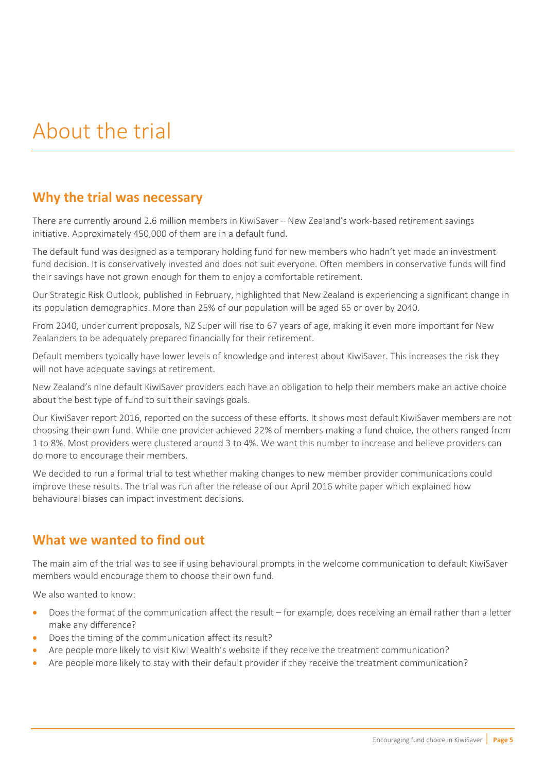# About the trial

## Why the trial was necessary

There are currently around 2.6 million members in KiwiSaver – New Zealand's work-based retirement savings initiative. Approximately 450,000 of them are in a default fund.

The default fund was designed as a temporary holding fund for new members who hadn't yet made an investment fund decision. It is conservatively invested and does not suit everyone. Often members in conservative funds will find their savings have not grown enough for them to enjoy a comfortable retirement.

Our Strategic Risk Outlook, published in February, highlighted that New Zealand is experiencing a significant change in its population demographics. More than 25% of our population will be aged 65 or over by 2040.

From 2040, under current proposals, NZ Super will rise to 67 years of age, making it even more important for New Zealanders to be adequately prepared financially for their retirement.

Default members typically have lower levels of knowledge and interest about KiwiSaver. This increases the risk they will not have adequate savings at retirement.

New Zealand's nine default KiwiSaver providers each have an obligation to help their members make an active choice about the best type of fund to suit their savings goals.

Our KiwiSaver report 2016, reported on the success of these efforts. It shows most default KiwiSaver members are not choosing their own fund. While one provider achieved 22% of members making a fund choice, the others ranged from 1 to 8%. Most providers were clustered around 3 to 4%. We want this number to increase and believe providers can do more to encourage their members.

We decided to run a formal trial to test whether making changes to new member provider communications could improve these results. The trial was run after the release of our April 2016 white paper which explained how behavioural biases can impact investment decisions.

## What we wanted to find out

The main aim of the trial was to see if using behavioural prompts in the welcome communication to default KiwiSaver members would encourage them to choose their own fund.

We also wanted to know:

- Does the format of the communication affect the result – for example, does receiving an email rather than a letter make any difference?
- Does the timing of the communication affect its result?
- Are people more likely to visit Kiwi Wealth's website if they receive the treatment communication?
- Are people more likely to stay with their default provider if they receive the treatment communication?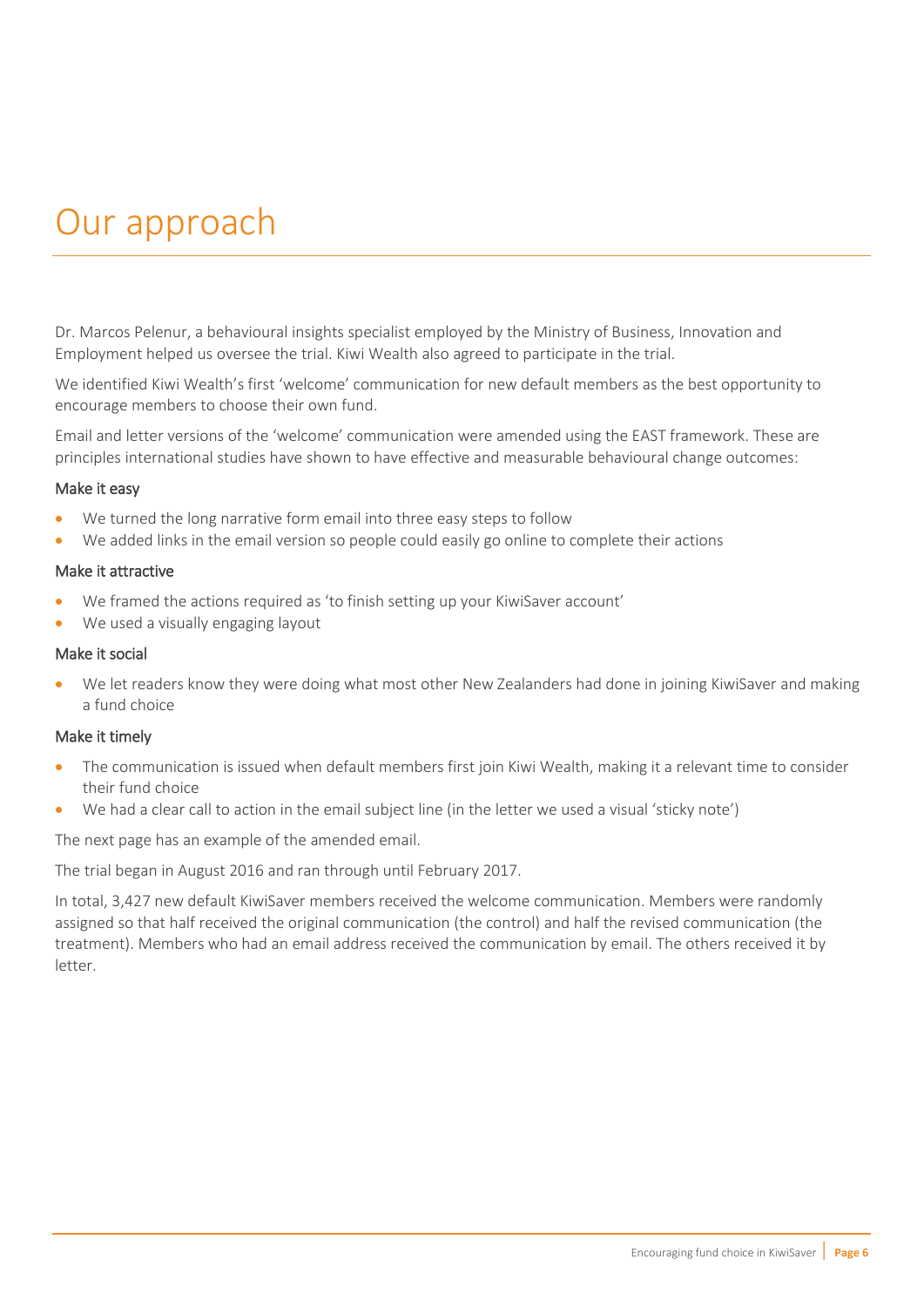# Our approach

Dr. Marcos Pelenur, a behavioural insights specialist employed by the Ministry of Business, Innovation and Employment helped us oversee the trial. Kiwi Wealth also agreed to participate in the trial.

We identified Kiwi Wealth's first 'welcome' communication for new default members as the best opportunity to encourage members to choose their own fund.

Email and letter versions of the 'welcome' communication were amended using the EAST framework. These are principles international studies have shown to have effective and measurable behavioural change outcomes:

### Make it easy

- We turned the long narrative form email into three easy steps to follow
- We added links in the email version so people could easily go online to complete their actions

### Make it attractive

- We framed the actions required as 'to finish setting up your KiwiSaver account'
- We used a visually engaging layout

### Make it social

- We let readers know they were doing what most other New Zealanders had done in joining KiwiSaver and making a fund choice

### Make it timely

- The communication is issued when default members first join Kiwi Wealth, making it a relevant time to consider their fund choice
- We had a clear call to action in the email subject line (in the letter we used a visual 'sticky note')

The next page has an example of the amended email.

The trial began in August 2016 and ran through until February 2017.

In total, 3,427 new default KiwiSaver members received the welcome communication. Members were randomly assigned so that half received the original communication (the control) and half the revised communication (the treatment). Members who had an email address received the communication by email. The others received it by letter.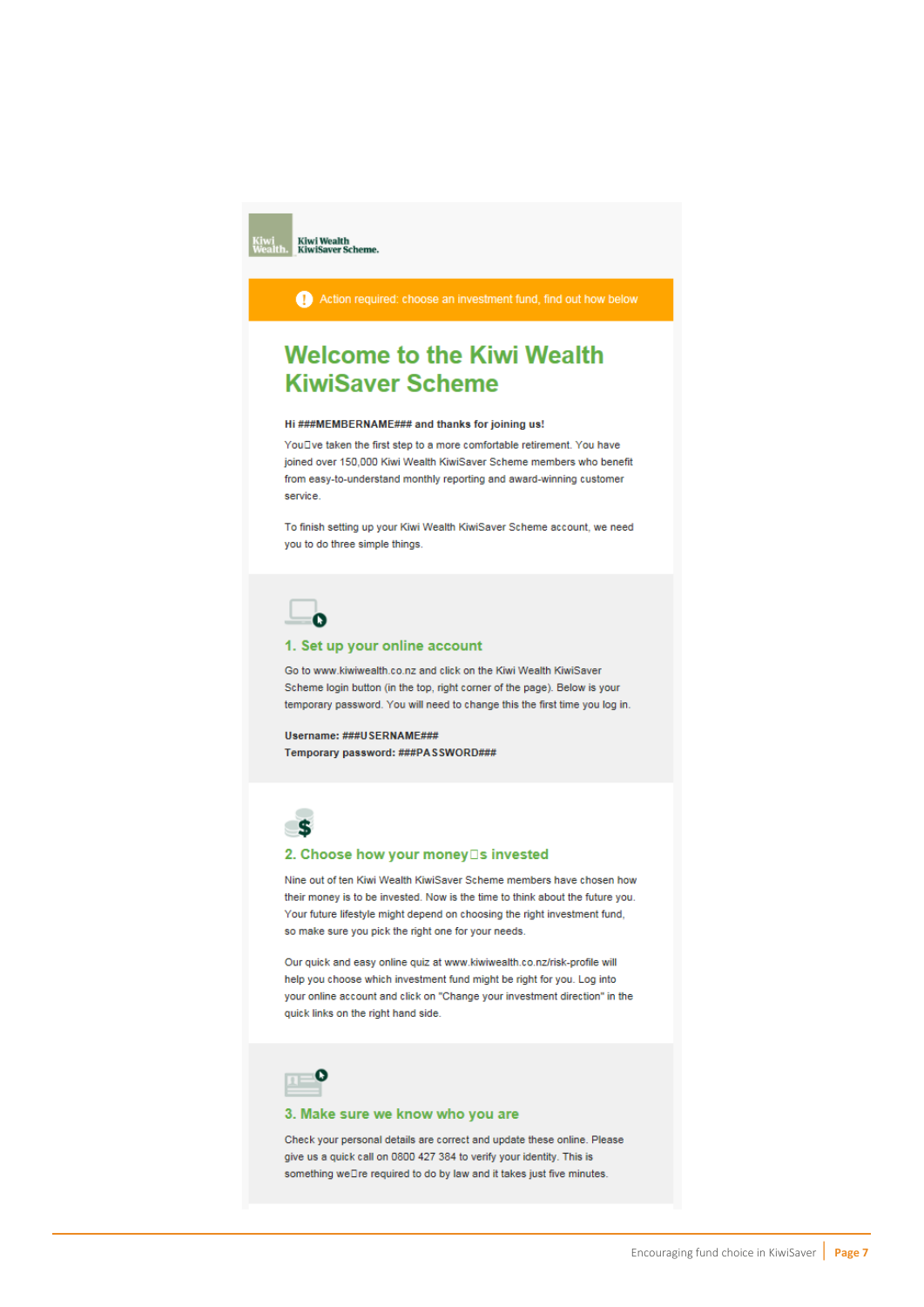Kiwi Wealth. Kiwi Wealth KiwiSaver Scheme.

Action required: choose an investment fund, find out how below

# Welcome to the Kiwi Wealth KiwiSaver Scheme

**Hi ###MEMBERNAME### and thanks for joining us!**

You've taken the first step to a more comfortable retirement. You have joined over 150,000 Kiwi Wealth KiwiSaver Scheme members who benefit from easy-to-understand monthly reporting and award-winning customer service.

To finish setting up your Kiwi Wealth KiwiSaver Scheme account, we need you to do three simple things.

## 1. Set up your online account

Go to www.kiwiwealth.co.nz and click on the Kiwi Wealth KiwiSaver Scheme login button (in the top, right corner of the page). Below is your temporary password. You will need to change this the first time you log in.

**Username: ###USERNAME###**
**Temporary password: ###PASSWORD###**

## 2. Choose how your money's invested

Nine out of ten Kiwi Wealth KiwiSaver Scheme members have chosen how their money is to be invested. Now is the time to think about the future you. Your future lifestyle might depend on choosing the right investment fund, so make sure you pick the right one for your needs.

Our quick and easy online quiz at www.kiwiwealth.co.nz/risk-profile will help you choose which investment fund might be right for you. Log into your online account and click on "Change your investment direction" in the quick links on the right hand side.

## 3. Make sure we know who you are

Check your personal details are correct and update these online. Please give us a quick call on 0800 427 384 to verify your identity. This is something we're required to do by law and it takes just five minutes.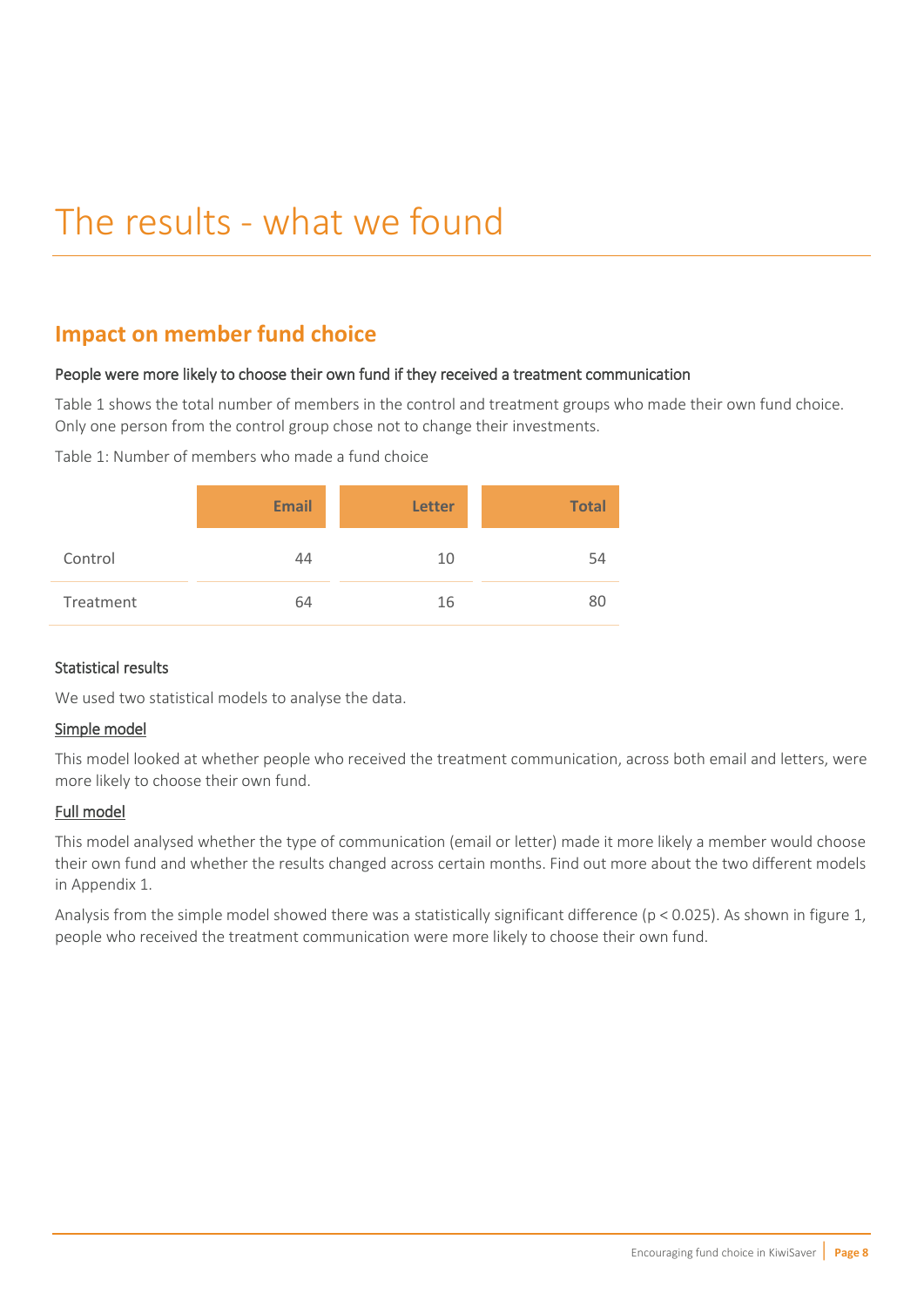# The results - what we found

## Impact on member fund choice

#### People were more likely to choose their own fund if they received a treatment communication

Table 1 shows the total number of members in the control and treatment groups who made their own fund choice. Only one person from the control group chose not to change their investments.

Table 1: Number of members who made a fund choice

| | Email | Letter | Total |
|---|---|---|---|
| Control | 44 | 10 | 54 |
| Treatment | 64 | 16 | 80 |

#### Statistical results

We used two statistical models to analyse the data.

Simple model

This model looked at whether people who received the treatment communication, across both email and letters, were more likely to choose their own fund.

Full model

This model analysed whether the type of communication (email or letter) made it more likely a member would choose their own fund and whether the results changed across certain months. Find out more about the two different models in Appendix 1.

Analysis from the simple model showed there was a statistically significant difference ($p < 0.025$). As shown in figure 1, people who received the treatment communication were more likely to choose their own fund.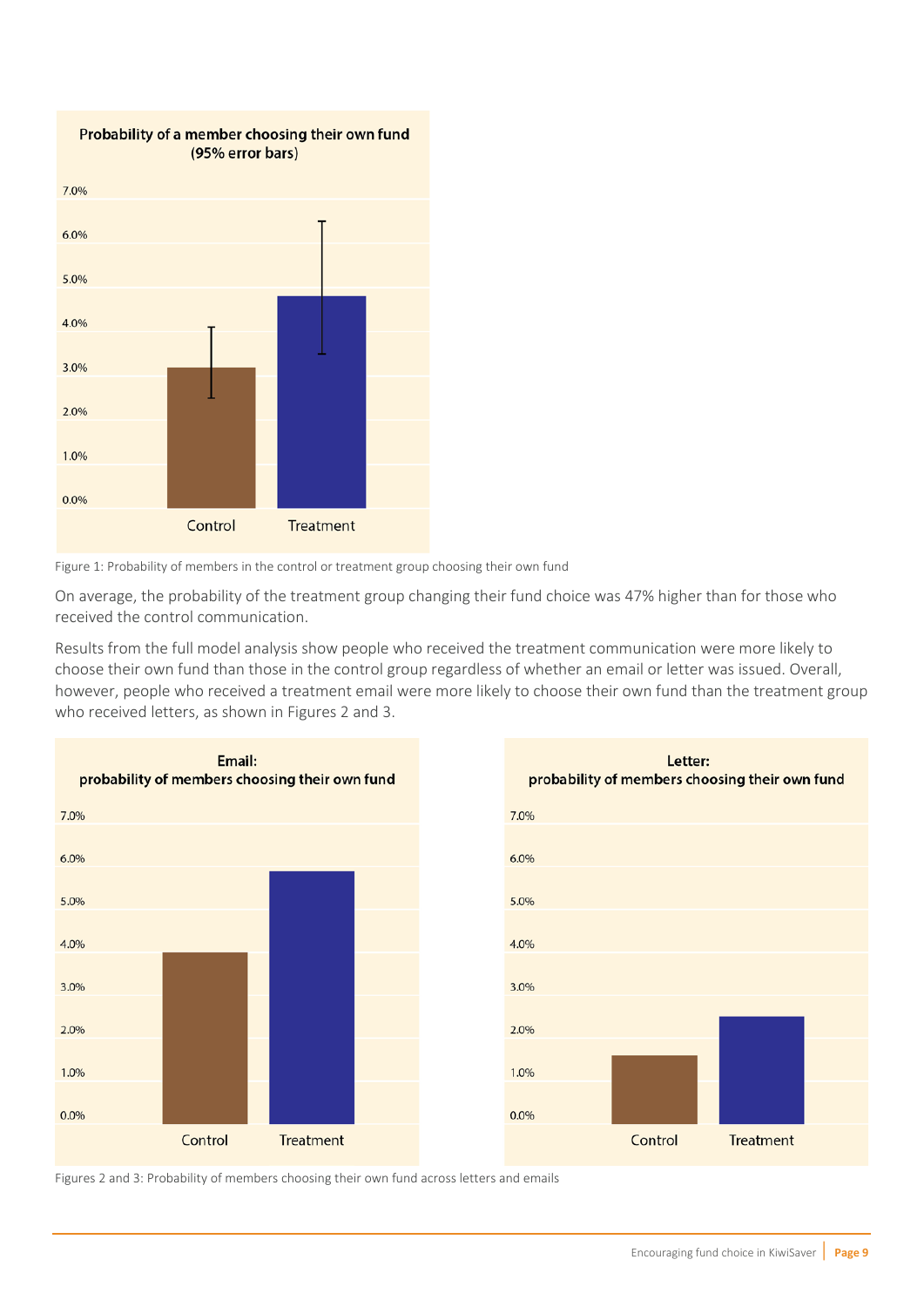Figure 1: Probability of members in the control or treatment group choosing their own fund

On average, the probability of the treatment group changing their fund choice was 47% higher than for those who received the control communication.

Results from the full model analysis show people who received the treatment communication were more likely to choose their own fund than those in the control group regardless of whether an email or letter was issued. Overall, however, people who received a treatment email were more likely to choose their own fund than the treatment group who received letters, as shown in Figures 2 and 3.

Figures 2 and 3: Probability of members choosing their own fund across letters and emails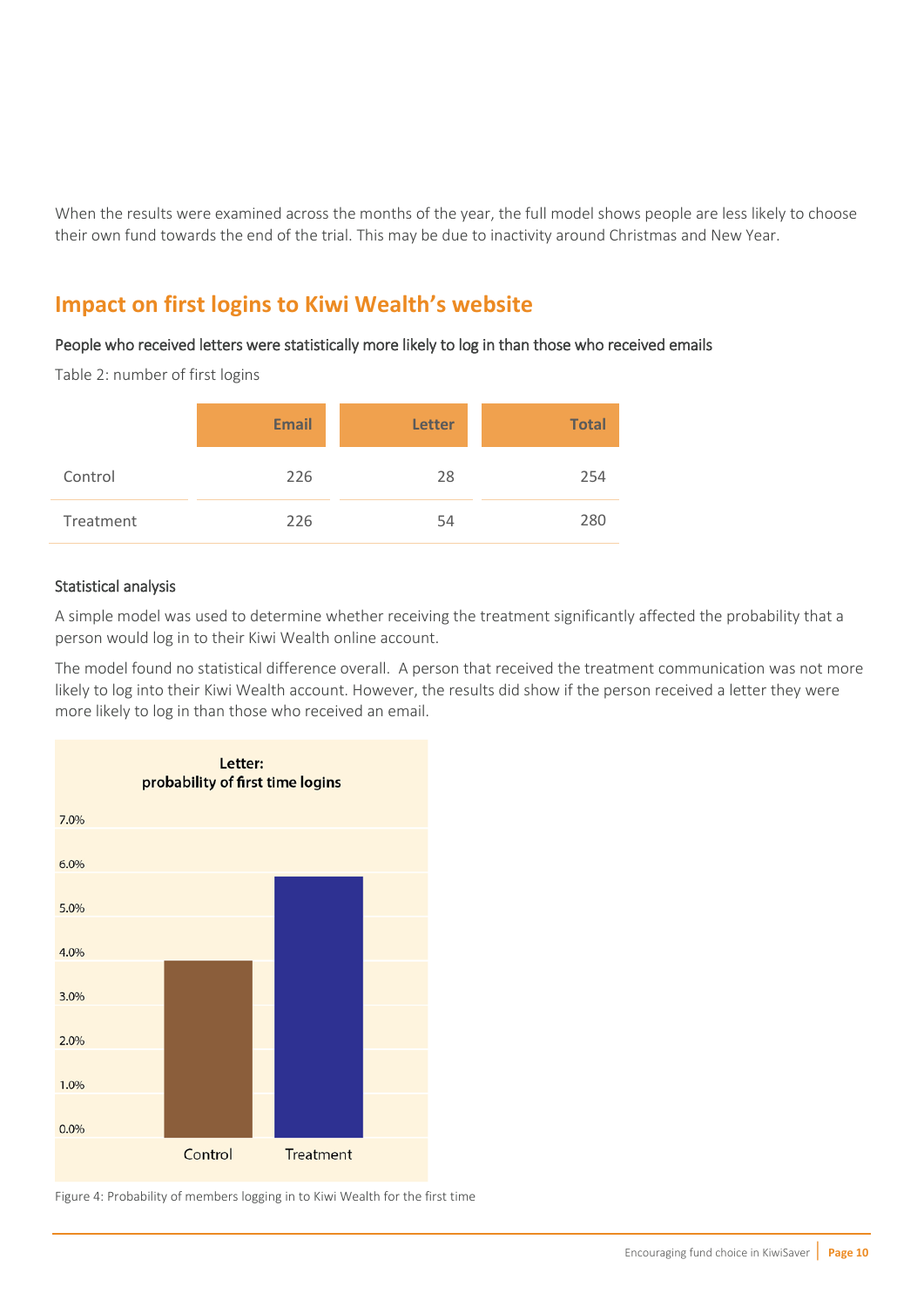When the results were examined across the months of the year, the full model shows people are less likely to choose their own fund towards the end of the trial. This may be due to inactivity around Christmas and New Year.

## Impact on first logins to Kiwi Wealth's website

### People who received letters were statistically more likely to log in than those who received emails

Table 2: number of first logins

| | Email | Letter | Total |
|---|---|---|---|
| Control | 226 | 28 | 254 |
| Treatment | 226 | 54 | 280 |

### Statistical analysis

A simple model was used to determine whether receiving the treatment significantly affected the probability that a person would log in to their Kiwi Wealth online account.

The model found no statistical difference overall. A person that received the treatment communication was not more likely to log into their Kiwi Wealth account. However, the results did show if the person received a letter they were more likely to log in than those who received an email.

Figure 4: Probability of members logging in to Kiwi Wealth for the first time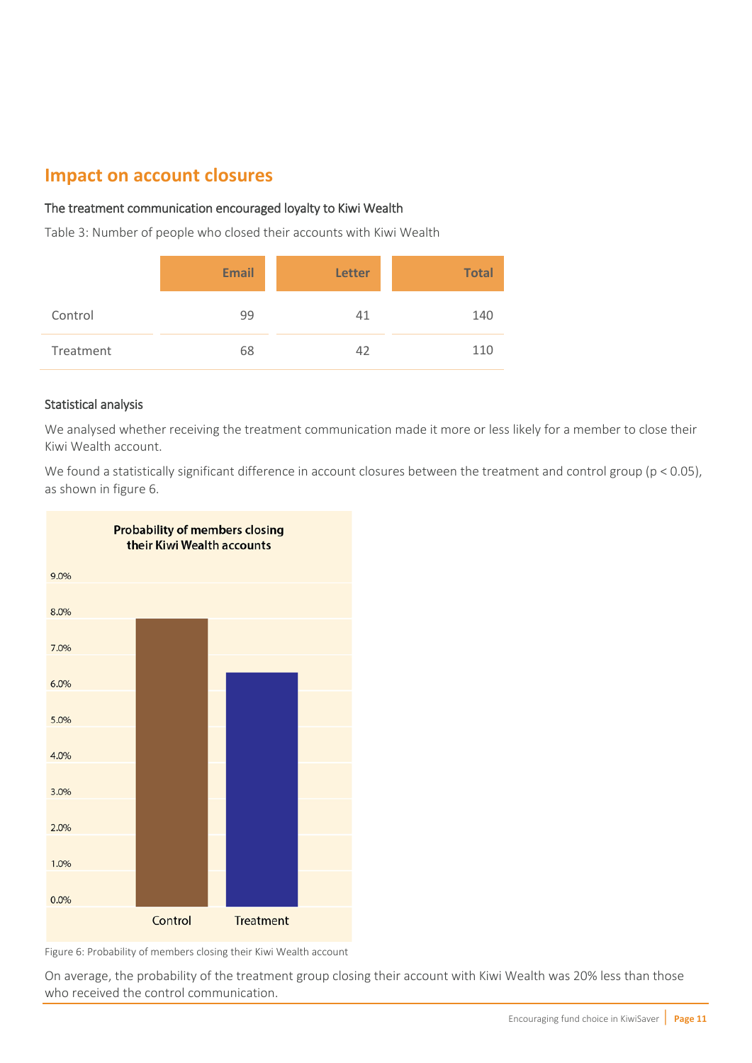## Impact on account closures

### The treatment communication encouraged loyalty to Kiwi Wealth

Table 3: Number of people who closed their accounts with Kiwi Wealth

| | Email | Letter | Total |
|---|---|---|---|
| Control | 99 | 41 | 140 |
| Treatment | 68 | 42 | 110 |

### Statistical analysis

We analysed whether receiving the treatment communication made it more or less likely for a member to close their Kiwi Wealth account.

We found a statistically significant difference in account closures between the treatment and control group ($p < 0.05$), as shown in figure 6.

Figure 6: Probability of members closing their Kiwi Wealth account

On average, the probability of the treatment group closing their account with Kiwi Wealth was 20% less than those who received the control communication.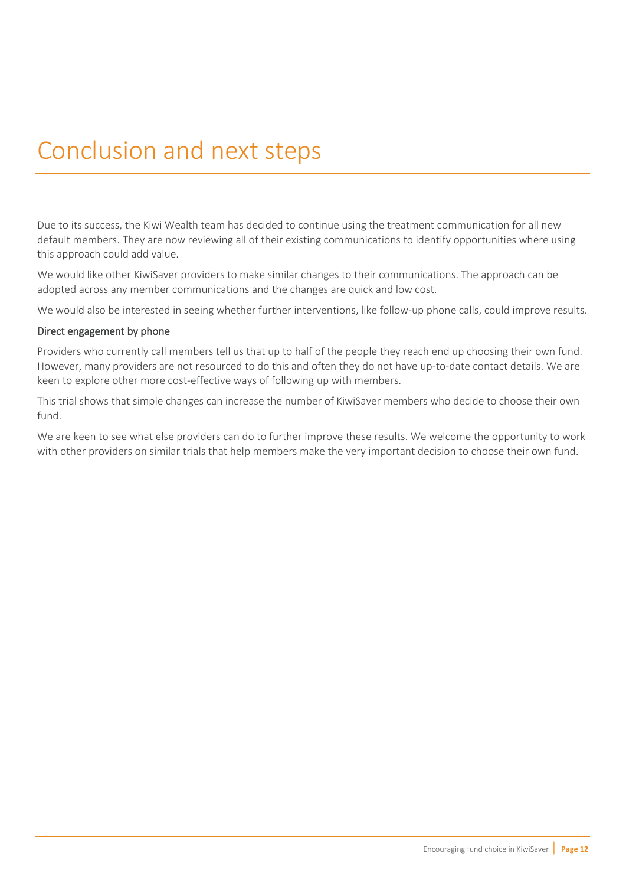# Conclusion and next steps

Due to its success, the Kiwi Wealth team has decided to continue using the treatment communication for all new default members. They are now reviewing all of their existing communications to identify opportunities where using this approach could add value.

We would like other KiwiSaver providers to make similar changes to their communications. The approach can be adopted across any member communications and the changes are quick and low cost.

We would also be interested in seeing whether further interventions, like follow-up phone calls, could improve results.

### Direct engagement by phone

Providers who currently call members tell us that up to half of the people they reach end up choosing their own fund. However, many providers are not resourced to do this and often they do not have up-to-date contact details. We are keen to explore other more cost-effective ways of following up with members.

This trial shows that simple changes can increase the number of KiwiSaver members who decide to choose their own fund.

We are keen to see what else providers can do to further improve these results. We welcome the opportunity to work with other providers on similar trials that help members make the very important decision to choose their own fund.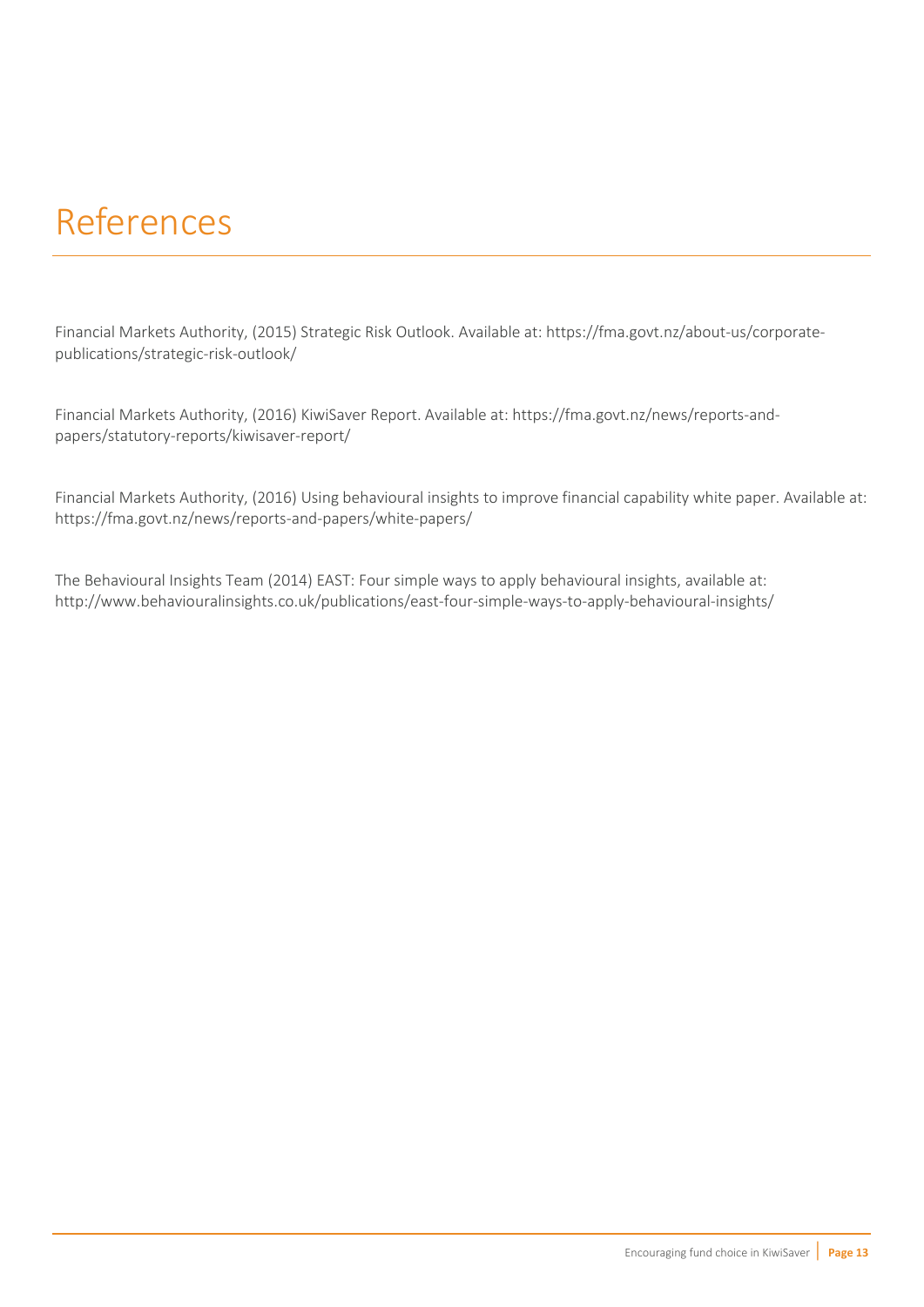# References

Financial Markets Authority, (2015) Strategic Risk Outlook. Available at: https://fma.govt.nz/about-us/corporate-publications/strategic-risk-outlook/

Financial Markets Authority, (2016) KiwiSaver Report. Available at: https://fma.govt.nz/news/reports-and-papers/statutory-reports/kiwisaver-report/

Financial Markets Authority, (2016) Using behavioural insights to improve financial capability white paper. Available at: https://fma.govt.nz/news/reports-and-papers/white-papers/

The Behavioural Insights Team (2014) EAST: Four simple ways to apply behavioural insights, available at: http://www.behaviouralinsights.co.uk/publications/east-four-simple-ways-to-apply-behavioural-insights/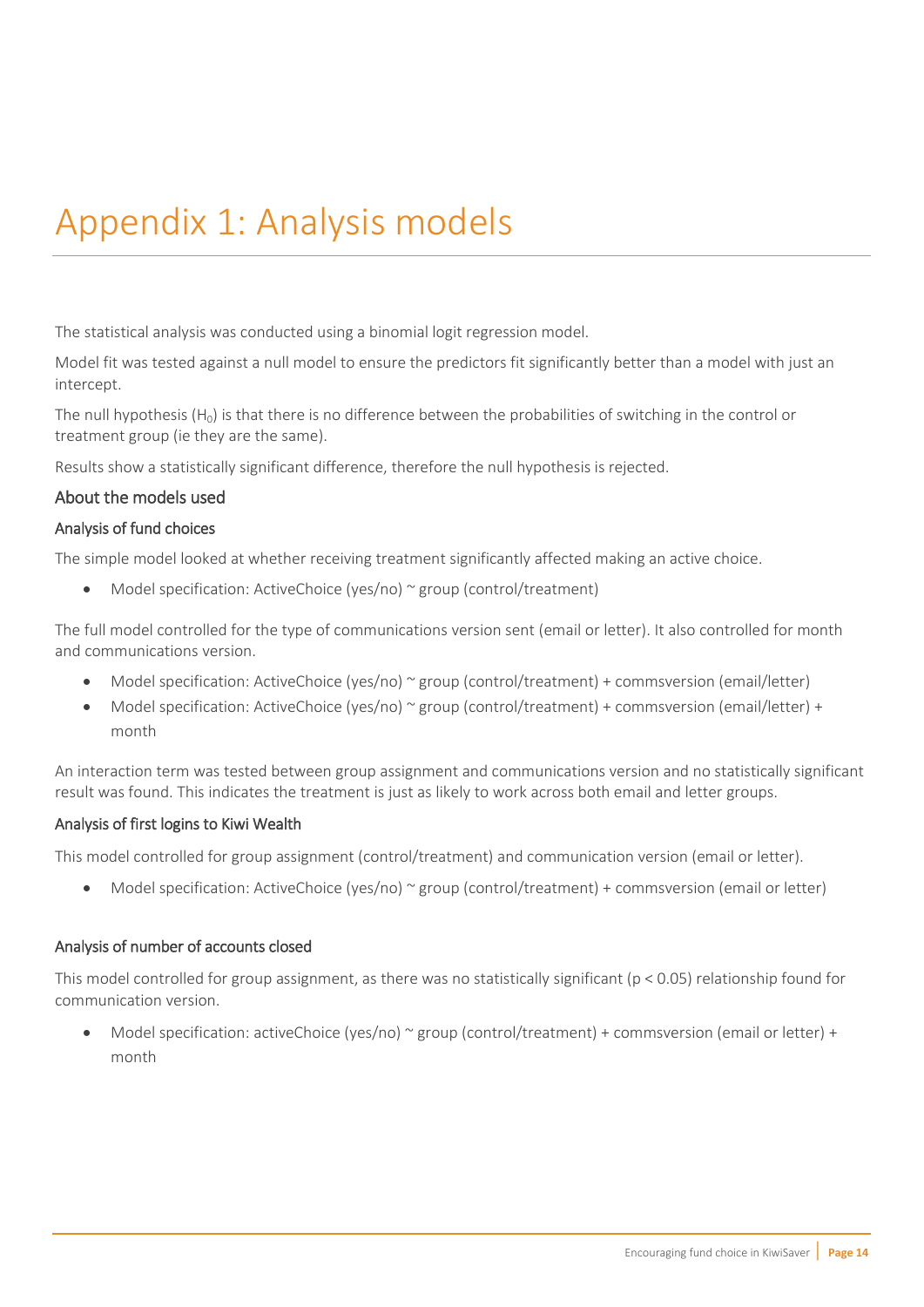# Appendix 1: Analysis models

The statistical analysis was conducted using a binomial logit regression model.

Model fit was tested against a null model to ensure the predictors fit significantly better than a model with just an intercept.

The null hypothesis ($H_0$) is that there is no difference between the probabilities of switching in the control or treatment group (ie they are the same).

Results show a statistically significant difference, therefore the null hypothesis is rejected.

## About the models used

### Analysis of fund choices

The simple model looked at whether receiving treatment significantly affected making an active choice.

- Model specification: ActiveChoice (yes/no) ~ group (control/treatment)

The full model controlled for the type of communications version sent (email or letter). It also controlled for month and communications version.

- Model specification: ActiveChoice (yes/no) ~ group (control/treatment) + commsversion (email/letter)
- Model specification: ActiveChoice (yes/no) ~ group (control/treatment) + commsversion (email/letter) + month

An interaction term was tested between group assignment and communications version and no statistically significant result was found. This indicates the treatment is just as likely to work across both email and letter groups.

### Analysis of first logins to Kiwi Wealth

This model controlled for group assignment (control/treatment) and communication version (email or letter).

- Model specification: ActiveChoice (yes/no) ~ group (control/treatment) + commsversion (email or letter)

### Analysis of number of accounts closed

This model controlled for group assignment, as there was no statistically significant ($p < 0.05$) relationship found for communication version.

- Model specification: activeChoice (yes/no) ~ group (control/treatment) + commsversion (email or letter) + month